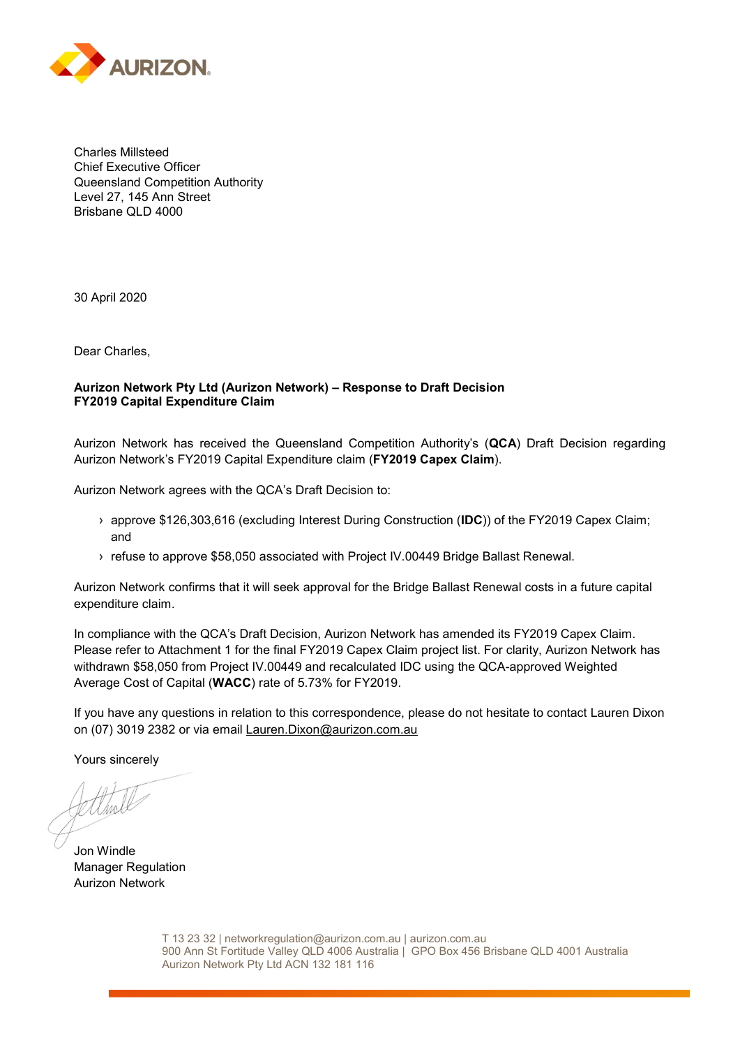Charles Millsteed
Chief Executive Officer
Queensland Competition Authority
Level 27, 145 Ann Street
Brisbane QLD 4000

30 April 2020

Dear Charles,

**Aurizon Network Pty Ltd (Aurizon Network) – Response to Draft Decision**
**FY2019 Capital Expenditure Claim**

Aurizon Network has received the Queensland Competition Authority's (**QCA**) Draft Decision regarding Aurizon Network's FY2019 Capital Expenditure claim (**FY2019 Capex Claim**).

Aurizon Network agrees with the QCA's Draft Decision to:

- approve $126,303,616 (excluding Interest During Construction (**IDC**)) of the FY2019 Capex Claim; and
- refuse to approve $58,050 associated with Project IV.00449 Bridge Ballast Renewal.

Aurizon Network confirms that it will seek approval for the Bridge Ballast Renewal costs in a future capital expenditure claim.

In compliance with the QCA's Draft Decision, Aurizon Network has amended its FY2019 Capex Claim. Please refer to Attachment 1 for the final FY2019 Capex Claim project list. For clarity, Aurizon Network has withdrawn $58,050 from Project IV.00449 and recalculated IDC using the QCA-approved Weighted Average Cost of Capital (**WACC**) rate of 5.73% for FY2019.

If you have any questions in relation to this correspondence, please do not hesitate to contact Lauren Dixon on (07) 3019 2382 or via email Lauren.Dixon@aurizon.com.au

Yours sincerely

Jon Windle
Manager Regulation
Aurizon Network

T 13 23 32 | networkregulation@aurizon.com.au | aurizon.com.au
900 Ann St Fortitude Valley QLD 4006 Australia | GPO Box 456 Brisbane QLD 4001 Australia
Aurizon Network Pty Ltd ACN 132 181 116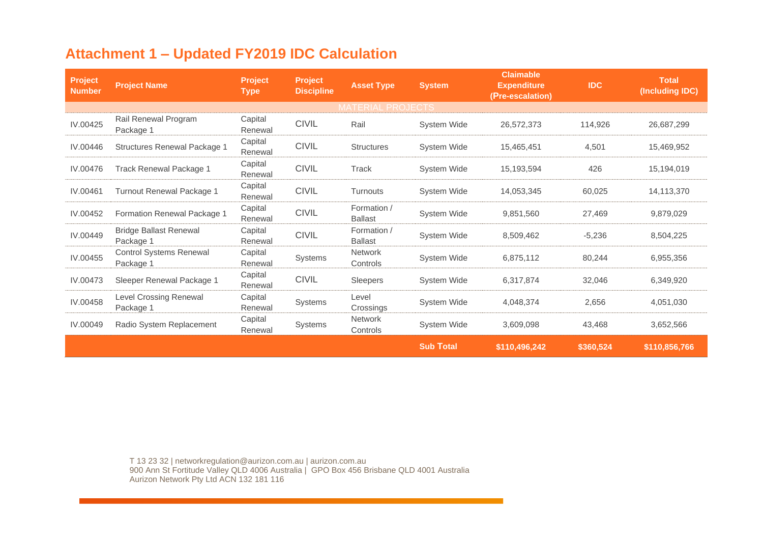# Attachment 1 – Updated FY2019 IDC Calculation

| Project Number | Project Name | Project Type | Project Discipline | Asset Type | System | Claimable Expenditure (Pre-escalation) | IDC | Total (Including IDC) |
|---|---|---|---|---|---|---|---|---|
| MATERIAL PROJECTS | | | | | | | | |
| IV.00425 | Rail Renewal Program Package 1 | Capital Renewal | CIVIL | Rail | System Wide | 26,572,373 | 114,926 | 26,687,299 |
| IV.00446 | Structures Renewal Package 1 | Capital Renewal | CIVIL | Structures | System Wide | 15,465,451 | 4,501 | 15,469,952 |
| IV.00476 | Track Renewal Package 1 | Capital Renewal | CIVIL | Track | System Wide | 15,193,594 | 426 | 15,194,019 |
| IV.00461 | Turnout Renewal Package 1 | Capital Renewal | CIVIL | Turnouts | System Wide | 14,053,345 | 60,025 | 14,113,370 |
| IV.00452 | Formation Renewal Package 1 | Capital Renewal | CIVIL | Formation / Ballast | System Wide | 9,851,560 | 27,469 | 9,879,029 |
| IV.00449 | Bridge Ballast Renewal Package 1 | Capital Renewal | CIVIL | Formation / Ballast | System Wide | 8,509,462 | -5,236 | 8,504,225 |
| IV.00455 | Control Systems Renewal Package 1 | Capital Renewal | Systems | Network Controls | System Wide | 6,875,112 | 80,244 | 6,955,356 |
| IV.00473 | Sleeper Renewal Package 1 | Capital Renewal | CIVIL | Sleepers | System Wide | 6,317,874 | 32,046 | 6,349,920 |
| IV.00458 | Level Crossing Renewal Package 1 | Capital Renewal | Systems | Level Crossings | System Wide | 4,048,374 | 2,656 | 4,051,030 |
| IV.00049 | Radio System Replacement | Capital Renewal | Systems | Network Controls | System Wide | 3,609,098 | 43,468 | 3,652,566 |
| | | | | | **Sub Total** | **$110,496,242** | **$360,524** | **$110,856,766** |

T 13 23 32 | networkregulation@aurizon.com.au | aurizon.com.au
900 Ann St Fortitude Valley QLD 4006 Australia | GPO Box 456 Brisbane QLD 4001 Australia
Aurizon Network Pty Ltd ACN 132 181 116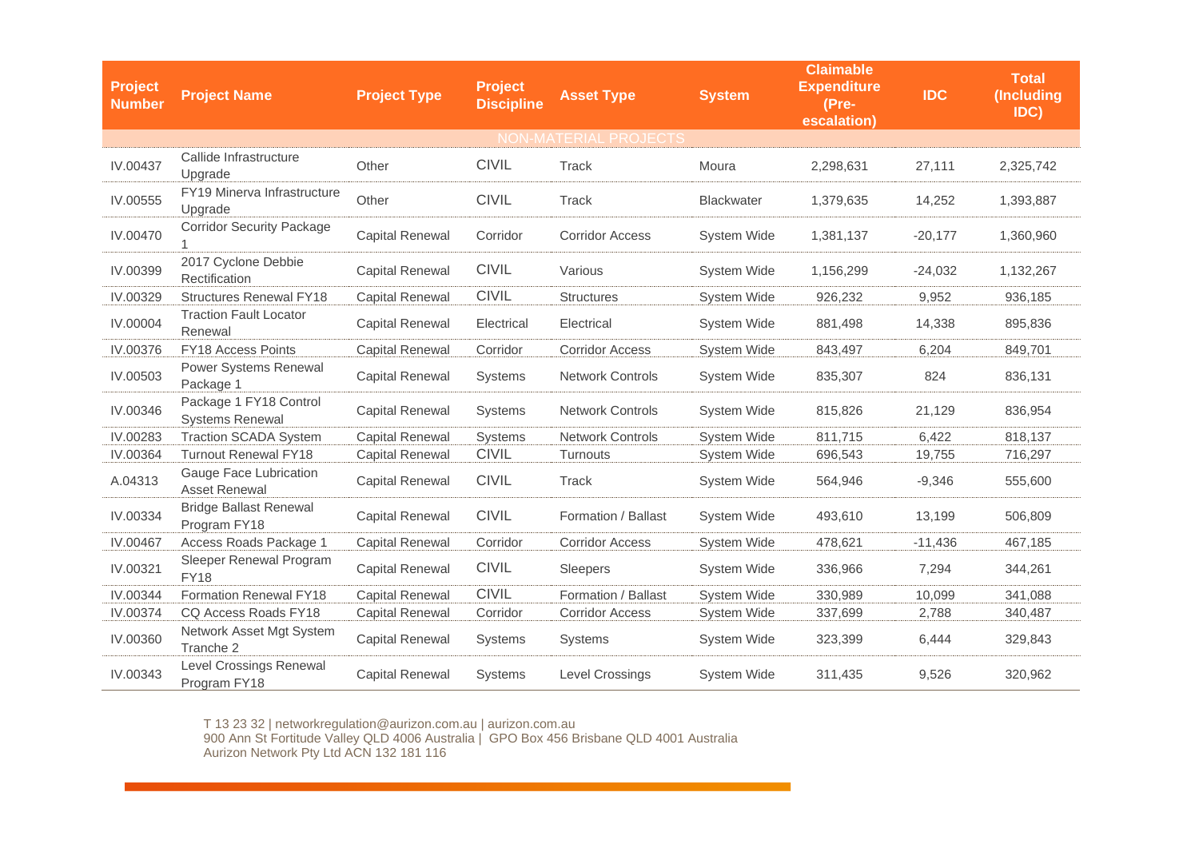| Project Number | Project Name | Project Type | Project Discipline | Asset Type | System | Claimable Expenditure (Pre-escalation) | IDC | Total (Including IDC) |
|---|---|---|---|---|---|---|---|---|
| NON-MATERIAL PROJECTS | | | | | | | | |
| IV.00437 | Callide Infrastructure Upgrade | Other | CIVIL | Track | Moura | 2,298,631 | 27,111 | 2,325,742 |
| IV.00555 | FY19 Minerva Infrastructure Upgrade | Other | CIVIL | Track | Blackwater | 1,379,635 | 14,252 | 1,393,887 |
| IV.00470 | Corridor Security Package 1 | Capital Renewal | Corridor | Corridor Access | System Wide | 1,381,137 | -20,177 | 1,360,960 |
| IV.00399 | 2017 Cyclone Debbie Rectification | Capital Renewal | CIVIL | Various | System Wide | 1,156,299 | -24,032 | 1,132,267 |
| IV.00329 | Structures Renewal FY18 | Capital Renewal | CIVIL | Structures | System Wide | 926,232 | 9,952 | 936,185 |
| IV.00004 | Traction Fault Locator Renewal | Capital Renewal | Electrical | Electrical | System Wide | 881,498 | 14,338 | 895,836 |
| IV.00376 | FY18 Access Points | Capital Renewal | Corridor | Corridor Access | System Wide | 843,497 | 6,204 | 849,701 |
| IV.00503 | Power Systems Renewal Package 1 | Capital Renewal | Systems | Network Controls | System Wide | 835,307 | 824 | 836,131 |
| IV.00346 | Package 1 FY18 Control Systems Renewal | Capital Renewal | Systems | Network Controls | System Wide | 815,826 | 21,129 | 836,954 |
| IV.00283 | Traction SCADA System | Capital Renewal | Systems | Network Controls | System Wide | 811,715 | 6,422 | 818,137 |
| IV.00364 | Turnout Renewal FY18 | Capital Renewal | CIVIL | Turnouts | System Wide | 696,543 | 19,755 | 716,297 |
| A.04313 | Gauge Face Lubrication Asset Renewal | Capital Renewal | CIVIL | Track | System Wide | 564,946 | -9,346 | 555,600 |
| IV.00334 | Bridge Ballast Renewal Program FY18 | Capital Renewal | CIVIL | Formation / Ballast | System Wide | 493,610 | 13,199 | 506,809 |
| IV.00467 | Access Roads Package 1 | Capital Renewal | Corridor | Corridor Access | System Wide | 478,621 | -11,436 | 467,185 |
| IV.00321 | Sleeper Renewal Program FY18 | Capital Renewal | CIVIL | Sleepers | System Wide | 336,966 | 7,294 | 344,261 |
| IV.00344 | Formation Renewal FY18 | Capital Renewal | CIVIL | Formation / Ballast | System Wide | 330,989 | 10,099 | 341,088 |
| IV.00374 | CQ Access Roads FY18 | Capital Renewal | Corridor | Corridor Access | System Wide | 337,699 | 2,788 | 340,487 |
| IV.00360 | Network Asset Mgt System Tranche 2 | Capital Renewal | Systems | Systems | System Wide | 323,399 | 6,444 | 329,843 |
| IV.00343 | Level Crossings Renewal Program FY18 | Capital Renewal | Systems | Level Crossings | System Wide | 311,435 | 9,526 | 320,962 |

T 13 23 32 | networkregulation@aurizon.com.au | aurizon.com.au
900 Ann St Fortitude Valley QLD 4006 Australia | GPO Box 456 Brisbane QLD 4001 Australia
Aurizon Network Pty Ltd ACN 132 181 116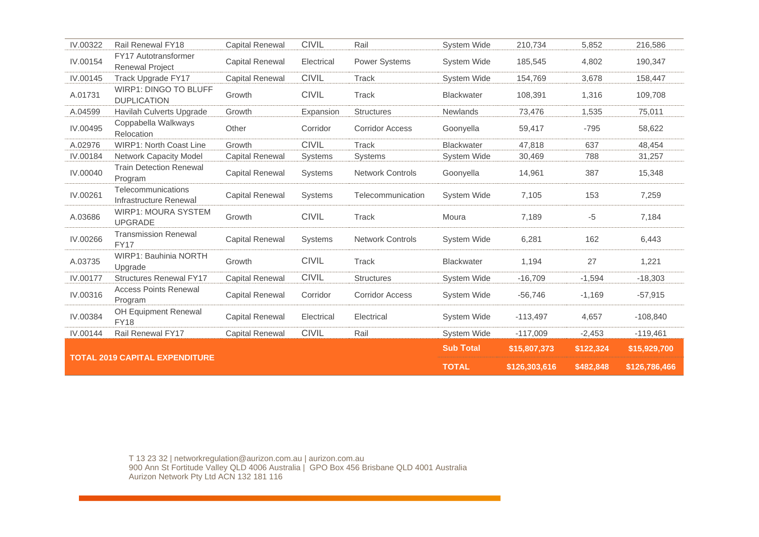| | | | | | | | | |
|---|---|---|---|---|---|---|---|---|
| IV.00322 | Rail Renewal FY18 | Capital Renewal | CIVIL | Rail | System Wide | 210,734 | 5,852 | 216,586 |
| IV.00154 | FY17 Autotransformer Renewal Project | Capital Renewal | Electrical | Power Systems | System Wide | 185,545 | 4,802 | 190,347 |
| IV.00145 | Track Upgrade FY17 | Capital Renewal | CIVIL | Track | System Wide | 154,769 | 3,678 | 158,447 |
| A.01731 | WIRP1: DINGO TO BLUFF DUPLICATION | Growth | CIVIL | Track | Blackwater | 108,391 | 1,316 | 109,708 |
| A.04599 | Havilah Culverts Upgrade | Growth | Expansion | Structures | Newlands | 73,476 | 1,535 | 75,011 |
| IV.00495 | Coppabella Walkways Relocation | Other | Corridor | Corridor Access | Goonyella | 59,417 | -795 | 58,622 |
| A.02976 | WIRP1: North Coast Line | Growth | CIVIL | Track | Blackwater | 47,818 | 637 | 48,454 |
| IV.00184 | Network Capacity Model | Capital Renewal | Systems | Systems | System Wide | 30,469 | 788 | 31,257 |
| IV.00040 | Train Detection Renewal Program | Capital Renewal | Systems | Network Controls | Goonyella | 14,961 | 387 | 15,348 |
| IV.00261 | Telecommunications Infrastructure Renewal | Capital Renewal | Systems | Telecommunication | System Wide | 7,105 | 153 | 7,259 |
| A.03686 | WIRP1: MOURA SYSTEM UPGRADE | Growth | CIVIL | Track | Moura | 7,189 | -5 | 7,184 |
| IV.00266 | Transmission Renewal FY17 | Capital Renewal | Systems | Network Controls | System Wide | 6,281 | 162 | 6,443 |
| A.03735 | WIRP1: Bauhinia NORTH Upgrade | Growth | CIVIL | Track | Blackwater | 1,194 | 27 | 1,221 |
| IV.00177 | Structures Renewal FY17 | Capital Renewal | CIVIL | Structures | System Wide | -16,709 | -1,594 | -18,303 |
| IV.00316 | Access Points Renewal Program | Capital Renewal | Corridor | Corridor Access | System Wide | -56,746 | -1,169 | -57,915 |
| IV.00384 | OH Equipment Renewal FY18 | Capital Renewal | Electrical | Electrical | System Wide | -113,497 | 4,657 | -108,840 |
| IV.00144 | Rail Renewal FY17 | Capital Renewal | CIVIL | Rail | System Wide | -117,009 | -2,453 | -119,461 |
| **TOTAL 2019 CAPITAL EXPENDITURE** | | | | | **Sub Total** | **$15,807,373** | **$122,324** | **$15,929,700** |
| | | | | | **TOTAL** | **$126,303,616** | **$482,848** | **$126,786,466** |

T 13 23 32 | networkregulation@aurizon.com.au | aurizon.com.au
900 Ann St Fortitude Valley QLD 4006 Australia | GPO Box 456 Brisbane QLD 4001 Australia
Aurizon Network Pty Ltd ACN 132 181 116